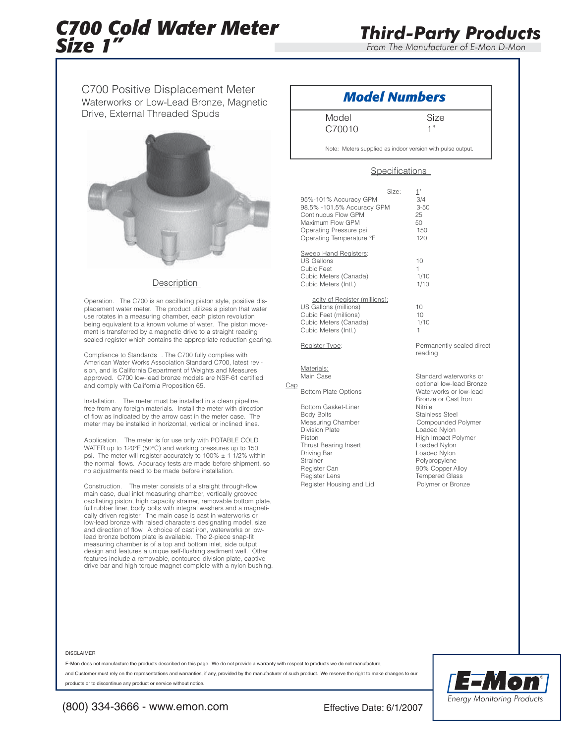# C700 Cold Water Meter Size 1"

## Third-Party Products

*From The Manufacturer of E-Mon D-Mon*

C700 Positive Displacement Meter
Waterworks or Low-Lead Bronze, Magnetic Drive, External Threaded Spuds

### Description

Operation. The C700 is an oscillating piston style, positive displacement water meter. The product utilizes a piston that water use rotates in a measuring chamber, each piston revolution being equivalent to a known volume of water. The piston movement is transferred by a magnetic drive to a straight reading sealed register which contains the appropriate reduction gearing.

Compliance to Standards . The C700 fully complies with American Water Works Association Standard C700, latest revision, and is California Department of Weights and Measures approved. C700 low-lead bronze models are NSF-61 certified and comply with California Proposition 65.

Installation. The meter must be installed in a clean pipeline, free from any foreign materials. Install the meter with direction of flow as indicated by the arrow cast in the meter case. The meter may be installed in horizontal, vertical or inclined lines.

Application. The meter is for use only with POTABLE COLD WATER up to 120°F (50°C) and working pressures up to 150 psi. The meter will register accurately to 100% ± 1 1/2% within the normal flows. Accuracy tests are made before shipment, so no adjustments need to be made before installation.

Construction. The meter consists of a straight through-flow main case, dual inlet measuring chamber, vertically grooved oscillating piston, high capacity strainer, removable bottom plate, full rubber liner, body bolts with integral washers and a magnetically driven register. The main case is cast in waterworks or low-lead bronze with raised characters designating model, size and direction of flow. A choice of cast iron, waterworks or low-lead bronze bottom plate is available. The 2-piece snap-fit measuring chamber is of a top and bottom inlet, side output design and features a unique self-flushing sediment well. Other features include a removable, contoured division plate, captive drive bar and high torque magnet complete with a nylon bushing.

### Model Numbers

| Model | Size |
|---|---|
| C70010 | 1" |

Note: Meters supplied as indoor version with pulse output.

### Specifications

| | Size: 1" |
|---|---|
| 95%-101% Accuracy GPM | 3/4 |
| 98.5% -101.5% Accuracy GPM | 3-50 |
| Continuous Flow GPM | 25 |
| Maximum Flow GPM | 50 |
| Operating Pressure psi | 150 |
| Operating Temperature °F | 120 |
| **Sweep Hand Registers:** | |
| US Gallons | 10 |
| Cubic Feet | 1 |
| Cubic Meters (Canada) | 1/10 |
| Cubic Meters (Intl.) | 1/10 |
| **acity of Register (millions):** | |
| US Gallons (millions) | 10 |
| Cubic Feet (millions) | 10 |
| Cubic Meters (Canada) | 1/10 |
| Cubic Meters (Intl.) | 1 |
| **Register Type:** | Permanently sealed direct reading |
| **Materials:** | |
| Main Case | Standard waterworks or optional low-lead Bronze |
| Cap | |
| Bottom Plate Options | Waterworks or low-lead Bronze or Cast Iron |
| Bottom Gasket-Liner | Nitrile |
| Body Bolts | Stainless Steel |
| Measuring Chamber | Compounded Polymer |
| Division Plate | Loaded Nylon |
| Piston | High Impact Polymer |
| Thrust Bearing Insert | Loaded Nylon |
| Driving Bar | Loaded Nylon |
| Strainer | Polypropylene |
| Register Can | 90% Copper Alloy |
| Register Lens | Tempered Glass |
| Register Housing and Lid | Polymer or Bronze |

DISCLAIMER

E-Mon does not manufacture the products described on this page. We do not provide a warranty with respect to products we do not manufacture, and Customer must rely on the representations and warranties, if any, provided by the manufacturer of such product. We reserve the right to make changes to our products or to discontinue any product or service without notice.

(800) 334-3666 - www.emon.com

Effective Date: 6/1/2007

E-Mon® Energy Monitoring Products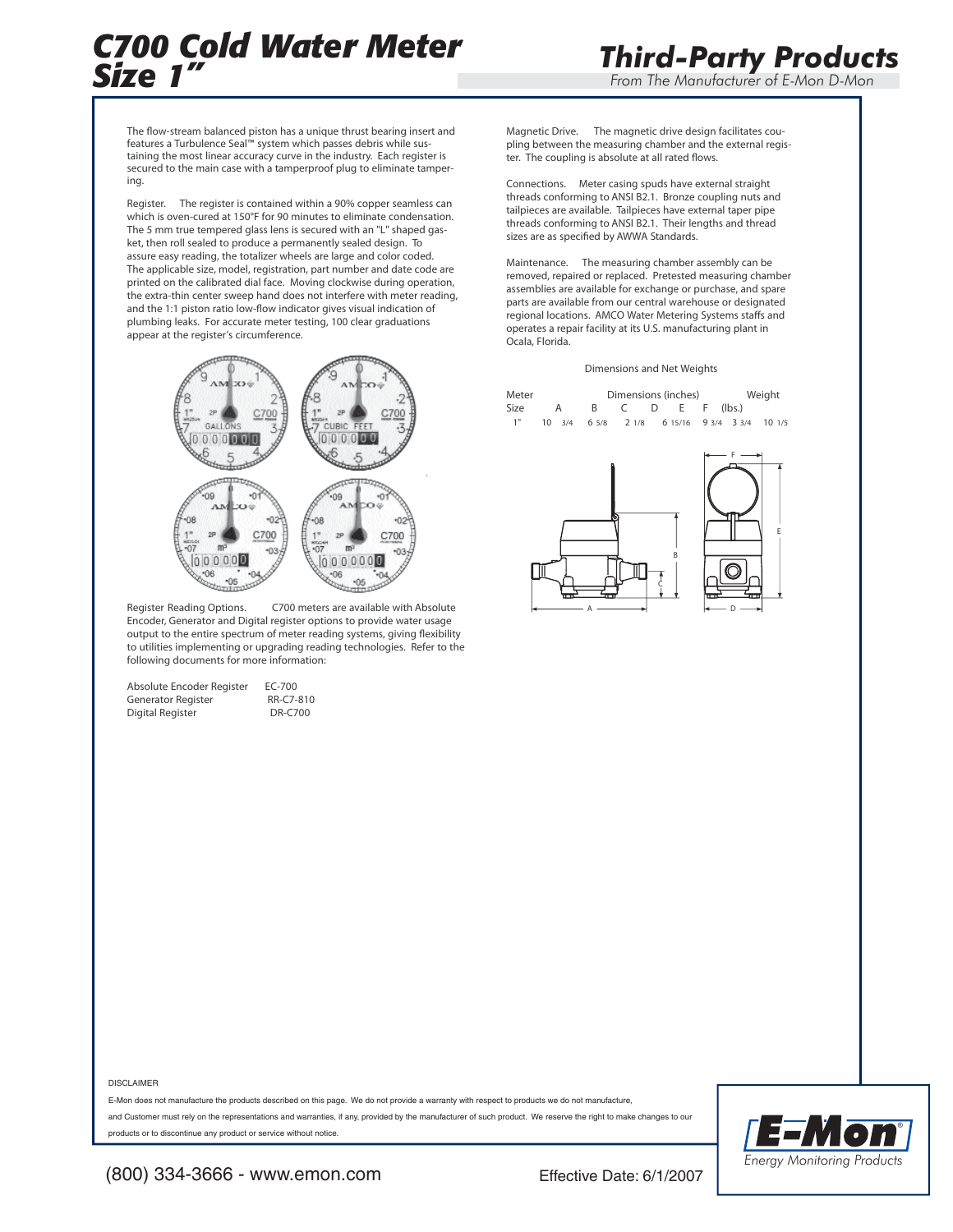# C700 Cold Water Meter Size 1"

## Third-Party Products

*From The Manufacturer of E-Mon D-Mon*

The flow-stream balanced piston has a unique thrust bearing insert and features a Turbulence Seal™ system which passes debris while sustaining the most linear accuracy curve in the industry. Each register is secured to the main case with a tamperproof plug to eliminate tampering.

Register. The register is contained within a 90% copper seamless can which is oven-cured at 150°F for 90 minutes to eliminate condensation. The 5 mm true tempered glass lens is secured with an "L" shaped gasket, then roll sealed to produce a permanently sealed design. To assure easy reading, the totalizer wheels are large and color coded. The applicable size, model, registration, part number and date code are printed on the calibrated dial face. Moving clockwise during operation, the extra-thin center sweep hand does not interfere with meter reading, and the 1:1 piston ratio low-flow indicator gives visual indication of plumbing leaks. For accurate meter testing, 100 clear graduations appear at the register's circumference.

Register Reading Options. C700 meters are available with Absolute Encoder, Generator and Digital register options to provide water usage output to the entire spectrum of meter reading systems, giving flexibility to utilities implementing or upgrading reading technologies. Refer to the following documents for more information:

| | |
|---|---|
| Absolute Encoder Register | EC-700 |
| Generator Register | RR-C7-810 |
| Digital Register | DR-C700 |

Magnetic Drive. The magnetic drive design facilitates coupling between the measuring chamber and the external register. The coupling is absolute at all rated flows.

Connections. Meter casing spuds have external straight threads conforming to ANSI B2.1. Bronze coupling nuts and tailpieces are available. Tailpieces have external taper pipe threads conforming to ANSI B2.1. Their lengths and thread sizes are as specified by AWWA Standards.

Maintenance. The measuring chamber assembly can be removed, repaired or replaced. Pretested measuring chamber assemblies are available for exchange or purchase, and spare parts are available from our central warehouse or designated regional locations. AMCO Water Metering Systems staffs and operates a repair facility at its U.S. manufacturing plant in Ocala, Florida.

Dimensions and Net Weights

| Meter Size | Dimensions (inches) A | B | C | D | E | F | Weight (lbs.) |
|---|---|---|---|---|---|---|---|
| 1" | 10 3/4 | 6 5/8 | 2 1/8 | 6 15/16 | 9 3/4 | 3 3/4 | 10 1/5 |

DISCLAIMER

E-Mon does not manufacture the products described on this page. We do not provide a warranty with respect to products we do not manufacture, and Customer must rely on the representations and warranties, if any, provided by the manufacturer of such product. We reserve the right to make changes to our products or to discontinue any product or service without notice.

(800) 334-3666 - www.emon.com

Effective Date: 6/1/2007

E-Mon® Energy Monitoring Products